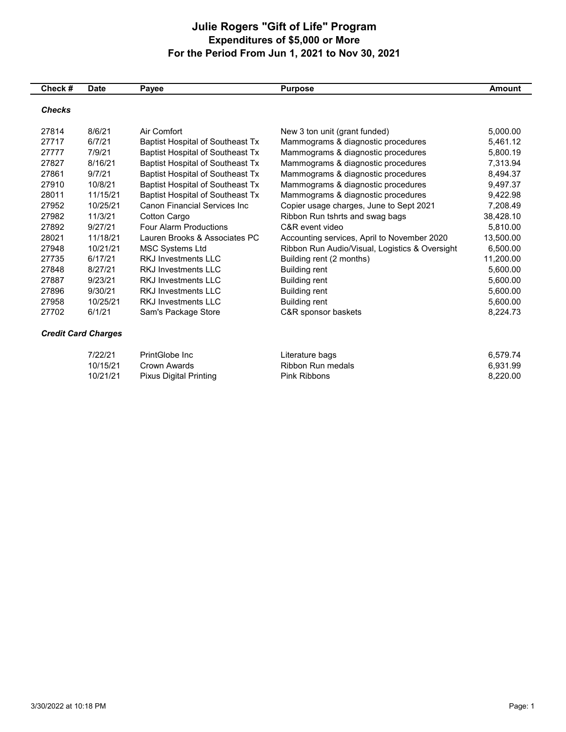# Julie Rogers "Gift of Life" Program

## Expenditures of $5,000 or More

## For the Period From Jun 1, 2021 to Nov 30, 2021

| Check # | Date | Payee | Purpose | Amount |
|---|---|---|---|---|
| ***Checks*** | | | | |
| 27814 | 8/6/21 | Air Comfort | New 3 ton unit (grant funded) | 5,000.00 |
| 27717 | 6/7/21 | Baptist Hospital of Southeast Tx | Mammograms & diagnostic procedures | 5,461.12 |
| 27777 | 7/9/21 | Baptist Hospital of Southeast Tx | Mammograms & diagnostic procedures | 5,800.19 |
| 27827 | 8/16/21 | Baptist Hospital of Southeast Tx | Mammograms & diagnostic procedures | 7,313.94 |
| 27861 | 9/7/21 | Baptist Hospital of Southeast Tx | Mammograms & diagnostic procedures | 8,494.37 |
| 27910 | 10/8/21 | Baptist Hospital of Southeast Tx | Mammograms & diagnostic procedures | 9,497.37 |
| 28011 | 11/15/21 | Baptist Hospital of Southeast Tx | Mammograms & diagnostic procedures | 9,422.98 |
| 27952 | 10/25/21 | Canon Financial Services Inc | Copier usage charges, June to Sept 2021 | 7,208.49 |
| 27982 | 11/3/21 | Cotton Cargo | Ribbon Run tshrts and swag bags | 38,428.10 |
| 27892 | 9/27/21 | Four Alarm Productions | C&R event video | 5,810.00 |
| 28021 | 11/18/21 | Lauren Brooks & Associates PC | Accounting services, April to November 2020 | 13,500.00 |
| 27948 | 10/21/21 | MSC Systems Ltd | Ribbon Run Audio/Visual, Logistics & Oversight | 6,500.00 |
| 27735 | 6/17/21 | RKJ Investments LLC | Building rent (2 months) | 11,200.00 |
| 27848 | 8/27/21 | RKJ Investments LLC | Building rent | 5,600.00 |
| 27887 | 9/23/21 | RKJ Investments LLC | Building rent | 5,600.00 |
| 27896 | 9/30/21 | RKJ Investments LLC | Building rent | 5,600.00 |
| 27958 | 10/25/21 | RKJ Investments LLC | Building rent | 5,600.00 |
| 27702 | 6/1/21 | Sam's Package Store | C&R sponsor baskets | 8,224.73 |
| ***Credit Card Charges*** | | | | |
| | 7/22/21 | PrintGlobe Inc | Literature bags | 6,579.74 |
| | 10/15/21 | Crown Awards | Ribbon Run medals | 6,931.99 |
| | 10/21/21 | Pixus Digital Printing | Pink Ribbons | 8,220.00 |

3/30/2022 at 10:18 PM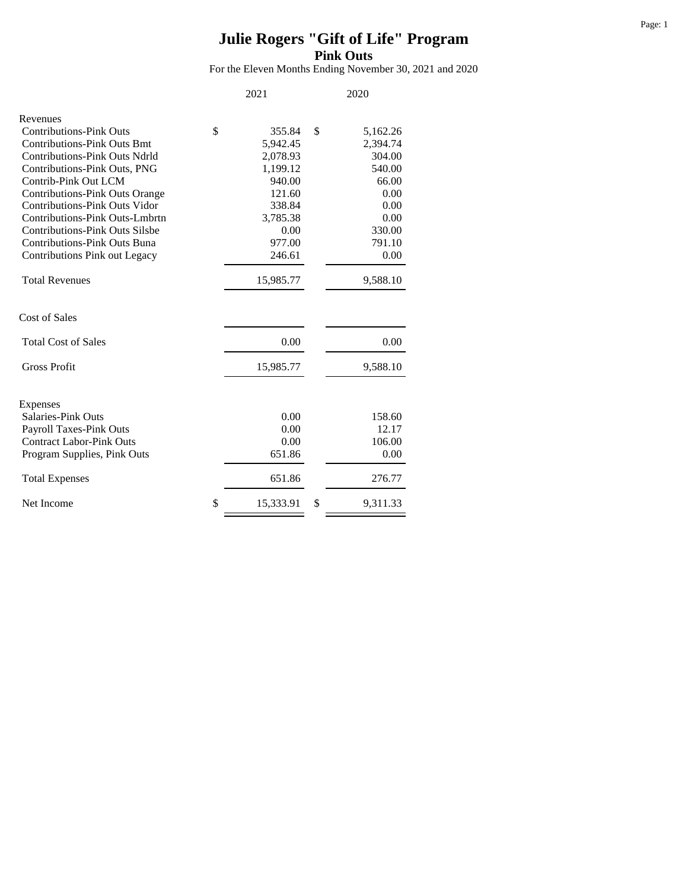# Julie Rogers "Gift of Life" Program

## Pink Outs

For the Eleven Months Ending November 30, 2021 and 2020

| | 2021 | 2020 |
|---|---|---|
| **Revenues** | | |
| Contributions-Pink Outs | $ 355.84 | $ 5,162.26 |
| Contributions-Pink Outs Bmt | 5,942.45 | 2,394.74 |
| Contributions-Pink Outs Ndrld | 2,078.93 | 304.00 |
| Contributions-Pink Outs, PNG | 1,199.12 | 540.00 |
| Contrib-Pink Out LCM | 940.00 | 66.00 |
| Contributions-Pink Outs Orange | 121.60 | 0.00 |
| Contributions-Pink Outs Vidor | 338.84 | 0.00 |
| Contributions-Pink Outs-Lmbrtn | 3,785.38 | 0.00 |
| Contributions-Pink Outs Silsbe | 0.00 | 330.00 |
| Contributions-Pink Outs Buna | 977.00 | 791.10 |
| Contributions Pink out Legacy | 246.61 | 0.00 |
| Total Revenues | 15,985.77 | 9,588.10 |
| **Cost of Sales** | | |
| Total Cost of Sales | 0.00 | 0.00 |
| Gross Profit | 15,985.77 | 9,588.10 |
| **Expenses** | | |
| Salaries-Pink Outs | 0.00 | 158.60 |
| Payroll Taxes-Pink Outs | 0.00 | 12.17 |
| Contract Labor-Pink Outs | 0.00 | 106.00 |
| Program Supplies, Pink Outs | 651.86 | 0.00 |
| Total Expenses | 651.86 | 276.77 |
| Net Income | $ 15,333.91 | $ 9,311.33 |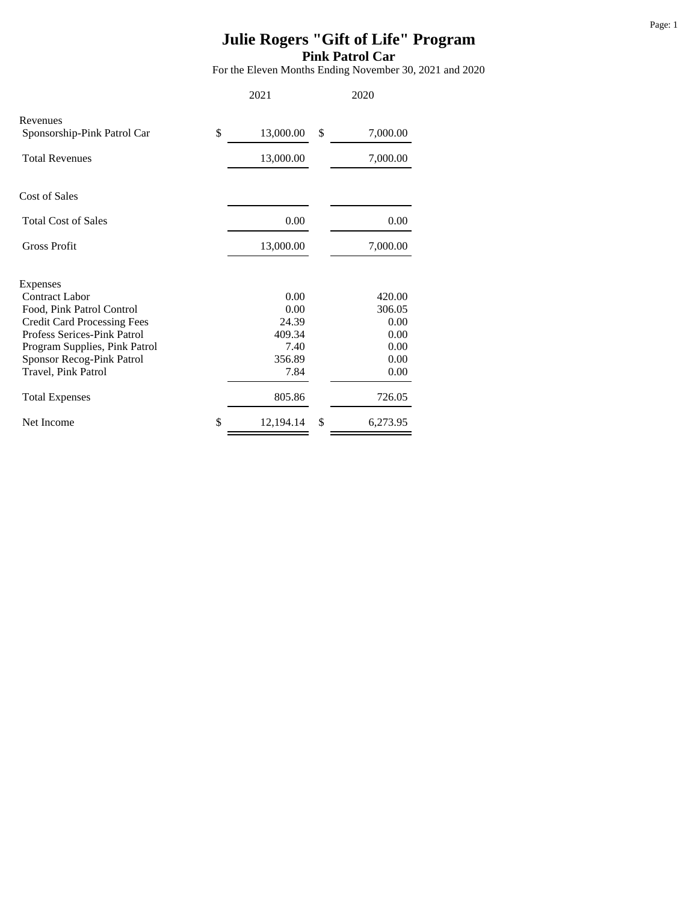# Julie Rogers "Gift of Life" Program

## Pink Patrol Car

For the Eleven Months Ending November 30, 2021 and 2020

| | 2021 | 2020 |
|---|---|---|
| **Revenues** | | |
| Sponsorship-Pink Patrol Car | $ 13,000.00 | $ 7,000.00 |
| Total Revenues | 13,000.00 | 7,000.00 |
| **Cost of Sales** | | |
| Total Cost of Sales | 0.00 | 0.00 |
| Gross Profit | 13,000.00 | 7,000.00 |
| **Expenses** | | |
| Contract Labor | 0.00 | 420.00 |
| Food, Pink Patrol Control | 0.00 | 306.05 |
| Credit Card Processing Fees | 24.39 | 0.00 |
| Profess Serices-Pink Patrol | 409.34 | 0.00 |
| Program Supplies, Pink Patrol | 7.40 | 0.00 |
| Sponsor Recog-Pink Patrol | 356.89 | 0.00 |
| Travel, Pink Patrol | 7.84 | 0.00 |
| Total Expenses | 805.86 | 726.05 |
| Net Income | $ 12,194.14 | $ 6,273.95 |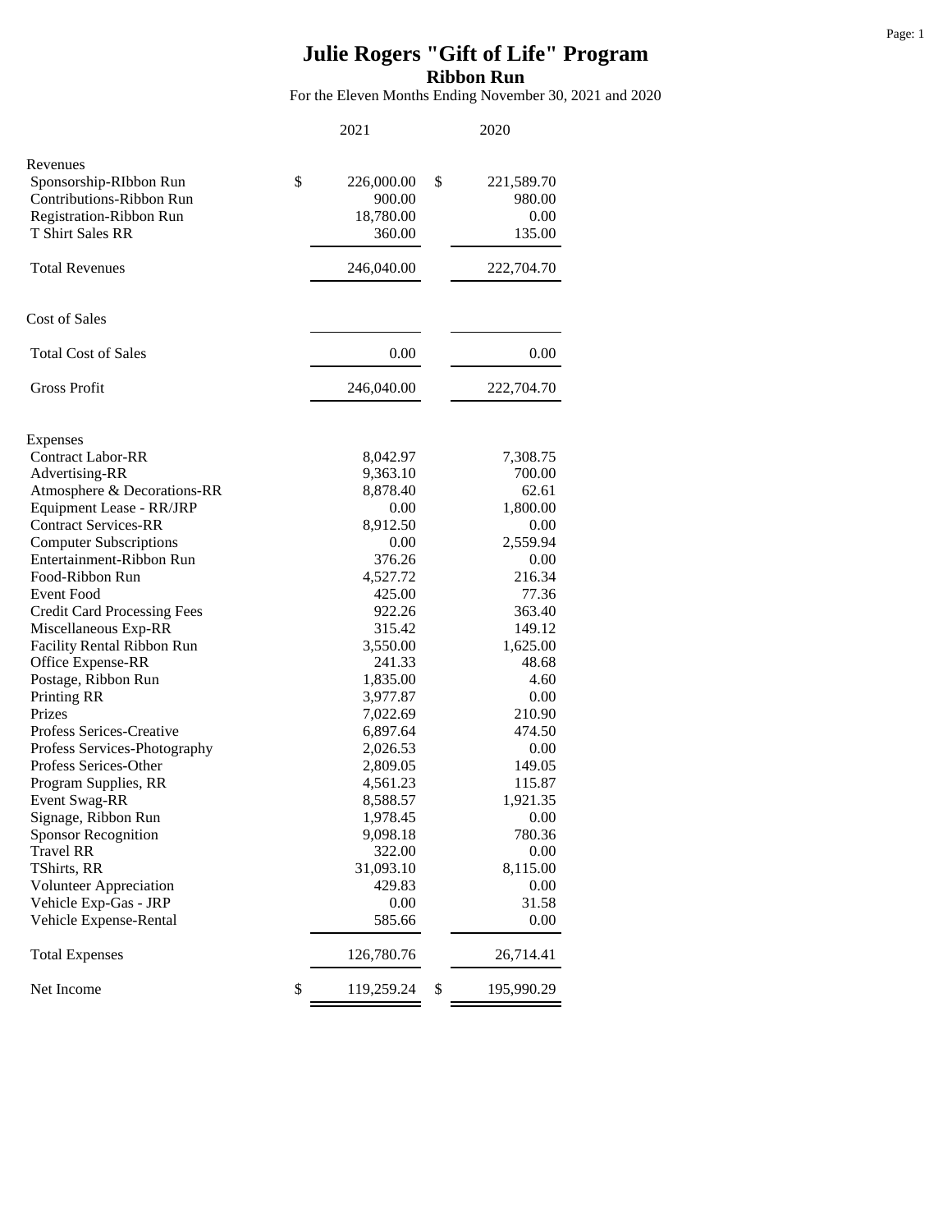# Julie Rogers "Gift of Life" Program

## Ribbon Run

For the Eleven Months Ending November 30, 2021 and 2020

| | 2021 | 2020 |
|---|---|---|
| Revenues | | |
| Sponsorship-RIbbon Run | $ 226,000.00 | $ 221,589.70 |
| Contributions-Ribbon Run | 900.00 | 980.00 |
| Registration-Ribbon Run | 18,780.00 | 0.00 |
| T Shirt Sales RR | 360.00 | 135.00 |
| Total Revenues | 246,040.00 | 222,704.70 |
| Cost of Sales | | |
| Total Cost of Sales | 0.00 | 0.00 |
| Gross Profit | 246,040.00 | 222,704.70 |
| Expenses | | |
| Contract Labor-RR | 8,042.97 | 7,308.75 |
| Advertising-RR | 9,363.10 | 700.00 |
| Atmosphere & Decorations-RR | 8,878.40 | 62.61 |
| Equipment Lease - RR/JRP | 0.00 | 1,800.00 |
| Contract Services-RR | 8,912.50 | 0.00 |
| Computer Subscriptions | 0.00 | 2,559.94 |
| Entertainment-Ribbon Run | 376.26 | 0.00 |
| Food-Ribbon Run | 4,527.72 | 216.34 |
| Event Food | 425.00 | 77.36 |
| Credit Card Processing Fees | 922.26 | 363.40 |
| Miscellaneous Exp-RR | 315.42 | 149.12 |
| Facility Rental Ribbon Run | 3,550.00 | 1,625.00 |
| Office Expense-RR | 241.33 | 48.68 |
| Postage, Ribbon Run | 1,835.00 | 4.60 |
| Printing RR | 3,977.87 | 0.00 |
| Prizes | 7,022.69 | 210.90 |
| Profess Serices-Creative | 6,897.64 | 474.50 |
| Profess Services-Photography | 2,026.53 | 0.00 |
| Profess Serices-Other | 2,809.05 | 149.05 |
| Program Supplies, RR | 4,561.23 | 115.87 |
| Event Swag-RR | 8,588.57 | 1,921.35 |
| Signage, Ribbon Run | 1,978.45 | 0.00 |
| Sponsor Recognition | 9,098.18 | 780.36 |
| Travel RR | 322.00 | 0.00 |
| TShirts, RR | 31,093.10 | 8,115.00 |
| Volunteer Appreciation | 429.83 | 0.00 |
| Vehicle Exp-Gas - JRP | 0.00 | 31.58 |
| Vehicle Expense-Rental | 585.66 | 0.00 |
| Total Expenses | 126,780.76 | 26,714.41 |
| Net Income | $ 119,259.24 | $ 195,990.29 |